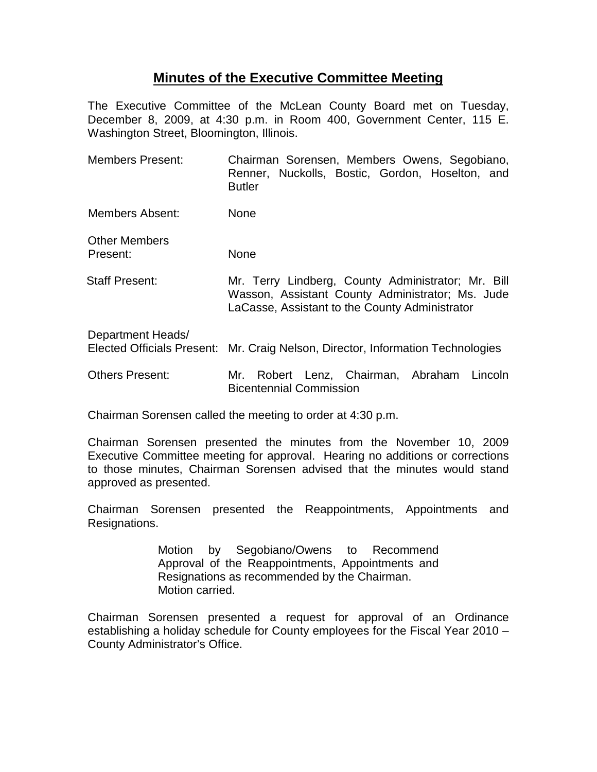# Minutes of the Executive Committee Meeting

The Executive Committee of the McLean County Board met on Tuesday, December 8, 2009, at 4:30 p.m. in Room 400, Government Center, 115 E. Washington Street, Bloomington, Illinois.

| | |
|---|---|
| Members Present: | Chairman Sorensen, Members Owens, Segobiano, Renner, Nuckolls, Bostic, Gordon, Hoselton, and Butler |
| Members Absent: | None |
| Other Members Present: | None |
| Staff Present: | Mr. Terry Lindberg, County Administrator; Mr. Bill Wasson, Assistant County Administrator; Ms. Jude LaCasse, Assistant to the County Administrator |
| Department Heads/ Elected Officials Present: | Mr. Craig Nelson, Director, Information Technologies |
| Others Present: | Mr. Robert Lenz, Chairman, Abraham Lincoln Bicentennial Commission |

Chairman Sorensen called the meeting to order at 4:30 p.m.

Chairman Sorensen presented the minutes from the November 10, 2009 Executive Committee meeting for approval. Hearing no additions or corrections to those minutes, Chairman Sorensen advised that the minutes would stand approved as presented.

Chairman Sorensen presented the Reappointments, Appointments and Resignations.

> Motion by Segobiano/Owens to Recommend Approval of the Reappointments, Appointments and Resignations as recommended by the Chairman.
> Motion carried.

Chairman Sorensen presented a request for approval of an Ordinance establishing a holiday schedule for County employees for the Fiscal Year 2010 – County Administrator's Office.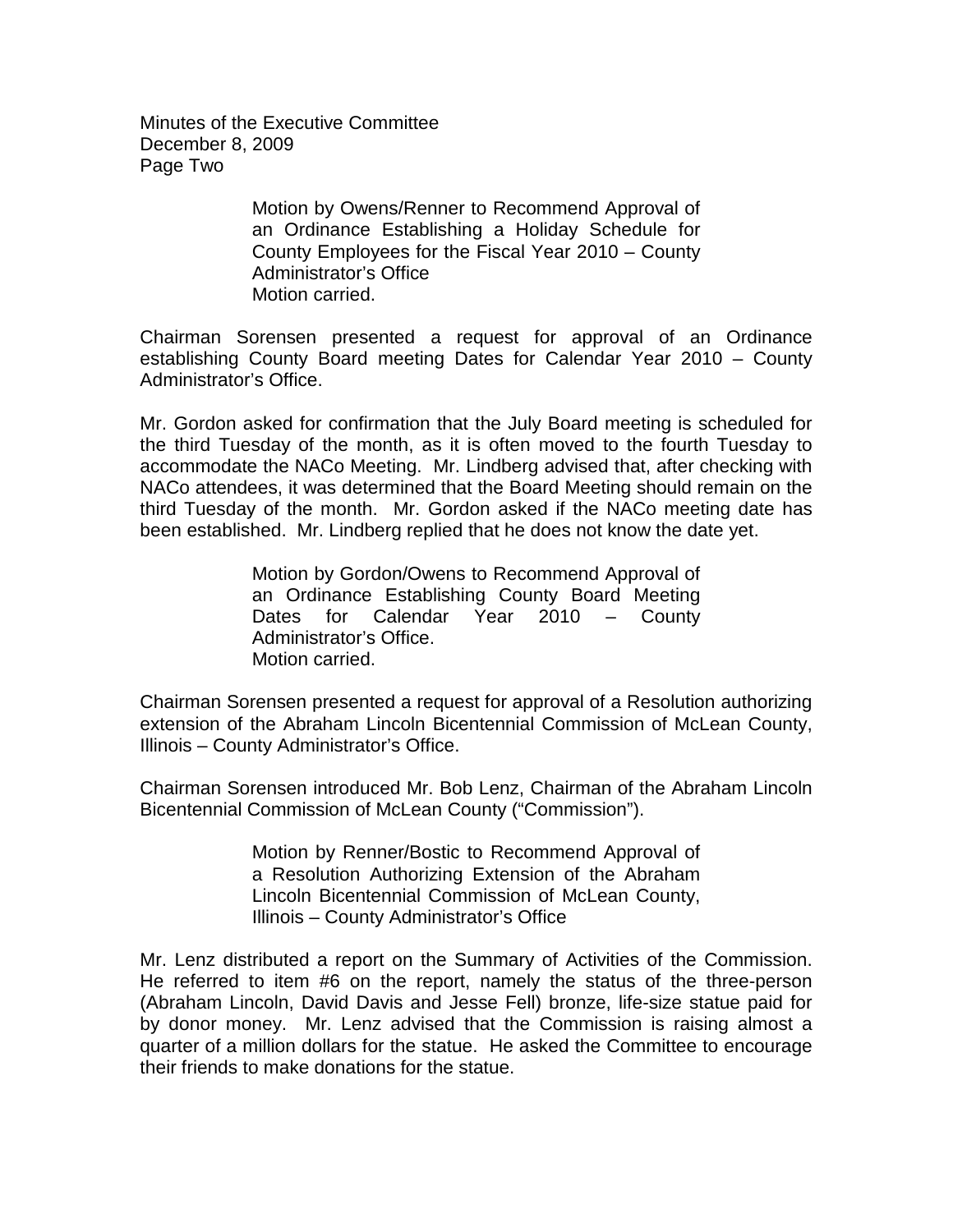Motion by Owens/Renner to Recommend Approval of an Ordinance Establishing a Holiday Schedule for County Employees for the Fiscal Year 2010 – County Administrator's Office
Motion carried.

Chairman Sorensen presented a request for approval of an Ordinance establishing County Board meeting Dates for Calendar Year 2010 – County Administrator's Office.

Mr. Gordon asked for confirmation that the July Board meeting is scheduled for the third Tuesday of the month, as it is often moved to the fourth Tuesday to accommodate the NACo Meeting. Mr. Lindberg advised that, after checking with NACo attendees, it was determined that the Board Meeting should remain on the third Tuesday of the month. Mr. Gordon asked if the NACo meeting date has been established. Mr. Lindberg replied that he does not know the date yet.

Motion by Gordon/Owens to Recommend Approval of an Ordinance Establishing County Board Meeting Dates for Calendar Year 2010 – County Administrator's Office.
Motion carried.

Chairman Sorensen presented a request for approval of a Resolution authorizing extension of the Abraham Lincoln Bicentennial Commission of McLean County, Illinois – County Administrator's Office.

Chairman Sorensen introduced Mr. Bob Lenz, Chairman of the Abraham Lincoln Bicentennial Commission of McLean County ("Commission").

Motion by Renner/Bostic to Recommend Approval of a Resolution Authorizing Extension of the Abraham Lincoln Bicentennial Commission of McLean County, Illinois – County Administrator's Office

Mr. Lenz distributed a report on the Summary of Activities of the Commission. He referred to item #6 on the report, namely the status of the three-person (Abraham Lincoln, David Davis and Jesse Fell) bronze, life-size statue paid for by donor money. Mr. Lenz advised that the Commission is raising almost a quarter of a million dollars for the statue. He asked the Committee to encourage their friends to make donations for the statue.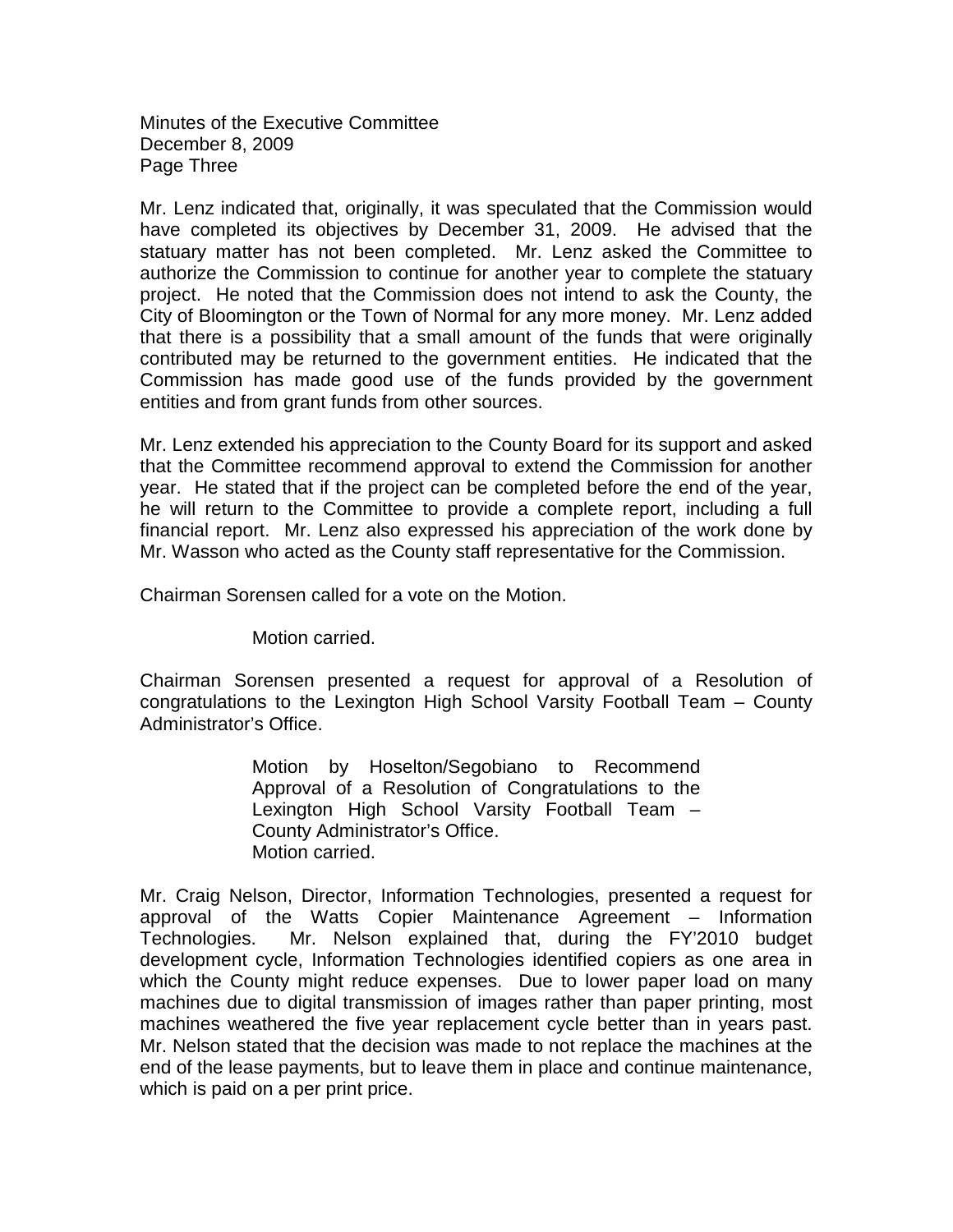Mr. Lenz indicated that, originally, it was speculated that the Commission would have completed its objectives by December 31, 2009. He advised that the statuary matter has not been completed. Mr. Lenz asked the Committee to authorize the Commission to continue for another year to complete the statuary project. He noted that the Commission does not intend to ask the County, the City of Bloomington or the Town of Normal for any more money. Mr. Lenz added that there is a possibility that a small amount of the funds that were originally contributed may be returned to the government entities. He indicated that the Commission has made good use of the funds provided by the government entities and from grant funds from other sources.

Mr. Lenz extended his appreciation to the County Board for its support and asked that the Committee recommend approval to extend the Commission for another year. He stated that if the project can be completed before the end of the year, he will return to the Committee to provide a complete report, including a full financial report. Mr. Lenz also expressed his appreciation of the work done by Mr. Wasson who acted as the County staff representative for the Commission.

Chairman Sorensen called for a vote on the Motion.

> Motion carried.

Chairman Sorensen presented a request for approval of a Resolution of congratulations to the Lexington High School Varsity Football Team – County Administrator's Office.

> Motion by Hoselton/Segobiano to Recommend Approval of a Resolution of Congratulations to the Lexington High School Varsity Football Team – County Administrator's Office.
> Motion carried.

Mr. Craig Nelson, Director, Information Technologies, presented a request for approval of the Watts Copier Maintenance Agreement – Information Technologies. Mr. Nelson explained that, during the FY'2010 budget development cycle, Information Technologies identified copiers as one area in which the County might reduce expenses. Due to lower paper load on many machines due to digital transmission of images rather than paper printing, most machines weathered the five year replacement cycle better than in years past. Mr. Nelson stated that the decision was made to not replace the machines at the end of the lease payments, but to leave them in place and continue maintenance, which is paid on a per print price.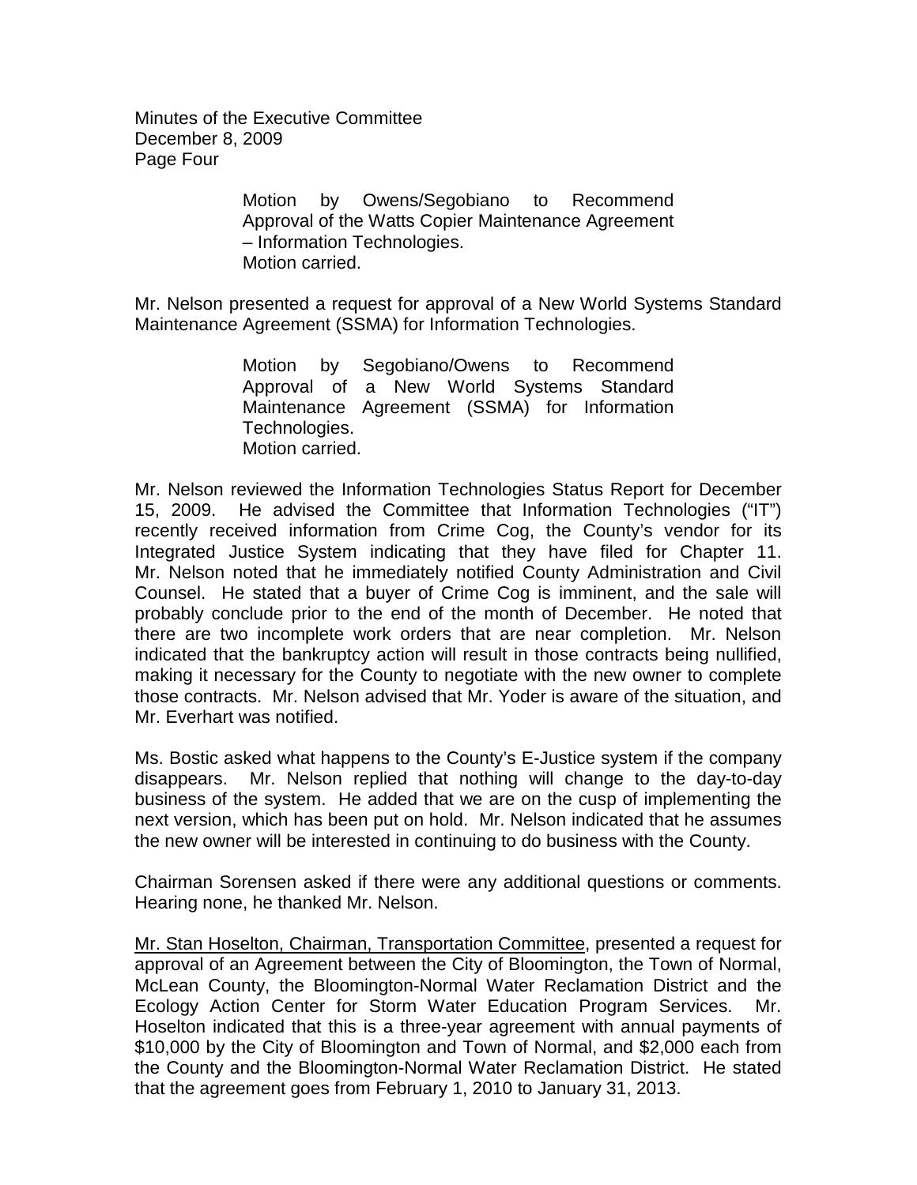> Motion by Owens/Segobiano to Recommend Approval of the Watts Copier Maintenance Agreement – Information Technologies.
> Motion carried.

Mr. Nelson presented a request for approval of a New World Systems Standard Maintenance Agreement (SSMA) for Information Technologies.

> Motion by Segobiano/Owens to Recommend Approval of a New World Systems Standard Maintenance Agreement (SSMA) for Information Technologies.
> Motion carried.

Mr. Nelson reviewed the Information Technologies Status Report for December 15, 2009. He advised the Committee that Information Technologies ("IT") recently received information from Crime Cog, the County's vendor for its Integrated Justice System indicating that they have filed for Chapter 11. Mr. Nelson noted that he immediately notified County Administration and Civil Counsel. He stated that a buyer of Crime Cog is imminent, and the sale will probably conclude prior to the end of the month of December. He noted that there are two incomplete work orders that are near completion. Mr. Nelson indicated that the bankruptcy action will result in those contracts being nullified, making it necessary for the County to negotiate with the new owner to complete those contracts. Mr. Nelson advised that Mr. Yoder is aware of the situation, and Mr. Everhart was notified.

Ms. Bostic asked what happens to the County's E-Justice system if the company disappears. Mr. Nelson replied that nothing will change to the day-to-day business of the system. He added that we are on the cusp of implementing the next version, which has been put on hold. Mr. Nelson indicated that he assumes the new owner will be interested in continuing to do business with the County.

Chairman Sorensen asked if there were any additional questions or comments. Hearing none, he thanked Mr. Nelson.

Mr. Stan Hoselton, Chairman, Transportation Committee, presented a request for approval of an Agreement between the City of Bloomington, the Town of Normal, McLean County, the Bloomington-Normal Water Reclamation District and the Ecology Action Center for Storm Water Education Program Services. Mr. Hoselton indicated that this is a three-year agreement with annual payments of $10,000 by the City of Bloomington and Town of Normal, and $2,000 each from the County and the Bloomington-Normal Water Reclamation District. He stated that the agreement goes from February 1, 2010 to January 31, 2013.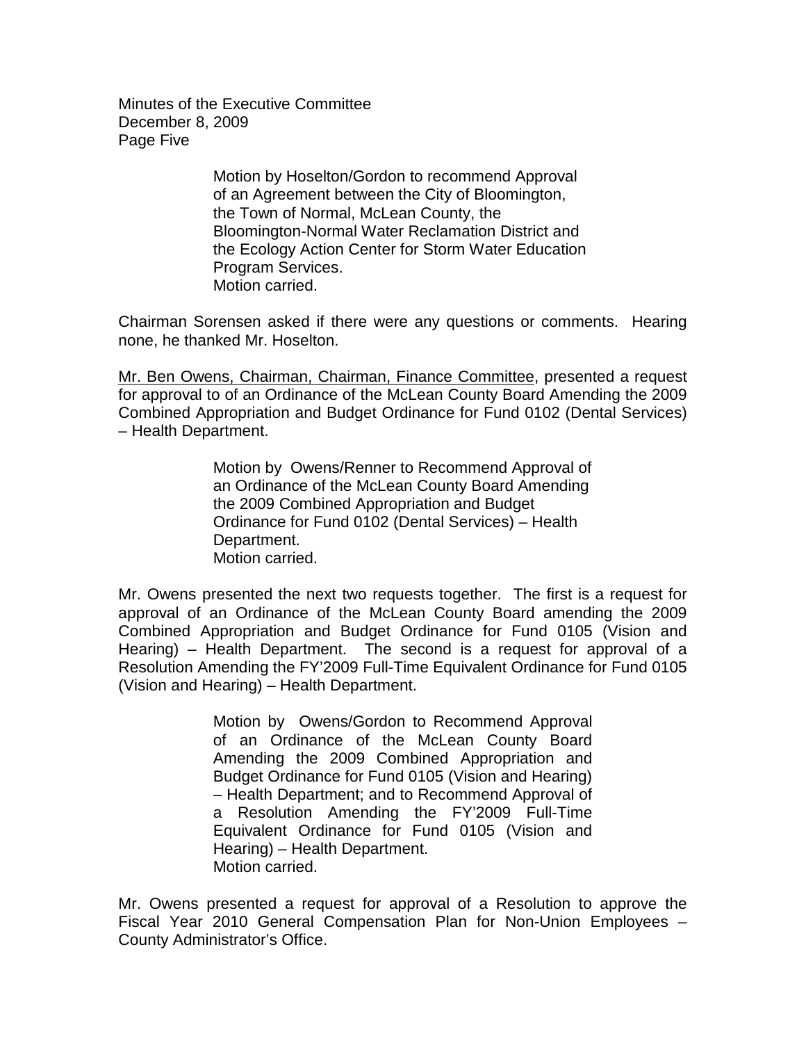Motion by Hoselton/Gordon to recommend Approval of an Agreement between the City of Bloomington, the Town of Normal, McLean County, the Bloomington-Normal Water Reclamation District and the Ecology Action Center for Storm Water Education Program Services.
Motion carried.

Chairman Sorensen asked if there were any questions or comments. Hearing none, he thanked Mr. Hoselton.

Mr. Ben Owens, Chairman, Chairman, Finance Committee, presented a request for approval to of an Ordinance of the McLean County Board Amending the 2009 Combined Appropriation and Budget Ordinance for Fund 0102 (Dental Services) – Health Department.

> Motion by Owens/Renner to Recommend Approval of an Ordinance of the McLean County Board Amending the 2009 Combined Appropriation and Budget Ordinance for Fund 0102 (Dental Services) – Health Department.
> Motion carried.

Mr. Owens presented the next two requests together. The first is a request for approval of an Ordinance of the McLean County Board amending the 2009 Combined Appropriation and Budget Ordinance for Fund 0105 (Vision and Hearing) – Health Department. The second is a request for approval of a Resolution Amending the FY'2009 Full-Time Equivalent Ordinance for Fund 0105 (Vision and Hearing) – Health Department.

> Motion by Owens/Gordon to Recommend Approval of an Ordinance of the McLean County Board Amending the 2009 Combined Appropriation and Budget Ordinance for Fund 0105 (Vision and Hearing) – Health Department; and to Recommend Approval of a Resolution Amending the FY'2009 Full-Time Equivalent Ordinance for Fund 0105 (Vision and Hearing) – Health Department.
> Motion carried.

Mr. Owens presented a request for approval of a Resolution to approve the Fiscal Year 2010 General Compensation Plan for Non-Union Employees – County Administrator's Office.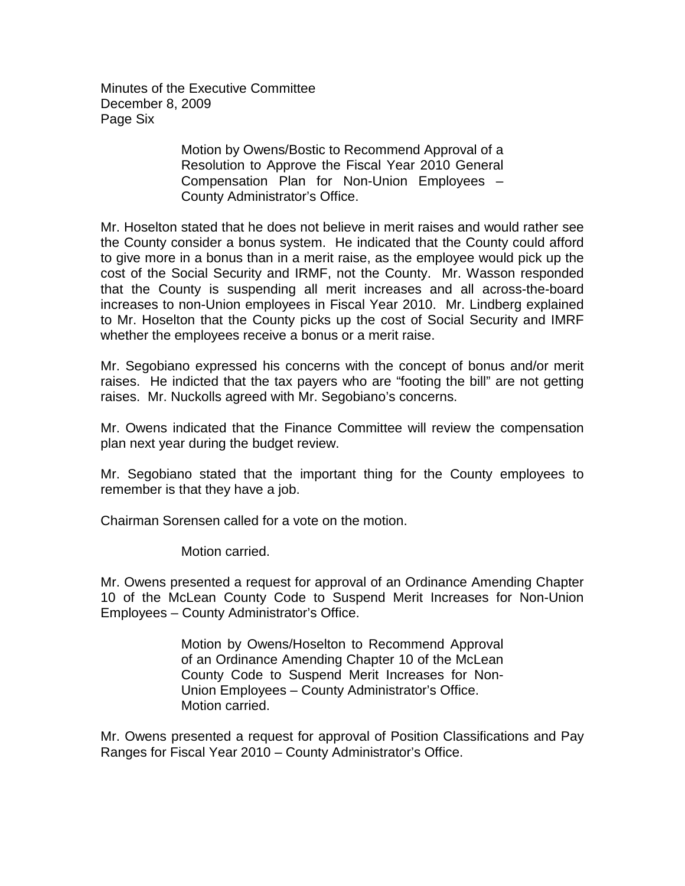Motion by Owens/Bostic to Recommend Approval of a Resolution to Approve the Fiscal Year 2010 General Compensation Plan for Non-Union Employees – County Administrator's Office.

Mr. Hoselton stated that he does not believe in merit raises and would rather see the County consider a bonus system. He indicated that the County could afford to give more in a bonus than in a merit raise, as the employee would pick up the cost of the Social Security and IRMF, not the County. Mr. Wasson responded that the County is suspending all merit increases and all across-the-board increases to non-Union employees in Fiscal Year 2010. Mr. Lindberg explained to Mr. Hoselton that the County picks up the cost of Social Security and IMRF whether the employees receive a bonus or a merit raise.

Mr. Segobiano expressed his concerns with the concept of bonus and/or merit raises. He indicted that the tax payers who are "footing the bill" are not getting raises. Mr. Nuckolls agreed with Mr. Segobiano's concerns.

Mr. Owens indicated that the Finance Committee will review the compensation plan next year during the budget review.

Mr. Segobiano stated that the important thing for the County employees to remember is that they have a job.

Chairman Sorensen called for a vote on the motion.

Motion carried.

Mr. Owens presented a request for approval of an Ordinance Amending Chapter 10 of the McLean County Code to Suspend Merit Increases for Non-Union Employees – County Administrator's Office.

Motion by Owens/Hoselton to Recommend Approval of an Ordinance Amending Chapter 10 of the McLean County Code to Suspend Merit Increases for Non-Union Employees – County Administrator's Office.
Motion carried.

Mr. Owens presented a request for approval of Position Classifications and Pay Ranges for Fiscal Year 2010 – County Administrator's Office.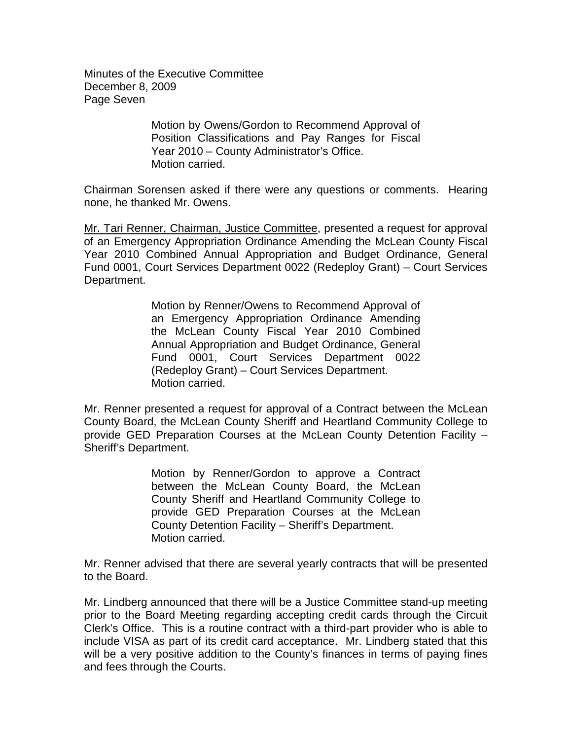Motion by Owens/Gordon to Recommend Approval of Position Classifications and Pay Ranges for Fiscal Year 2010 – County Administrator's Office.
Motion carried.

Chairman Sorensen asked if there were any questions or comments. Hearing none, he thanked Mr. Owens.

<u>Mr. Tari Renner, Chairman, Justice Committee</u>, presented a request for approval of an Emergency Appropriation Ordinance Amending the McLean County Fiscal Year 2010 Combined Annual Appropriation and Budget Ordinance, General Fund 0001, Court Services Department 0022 (Redeploy Grant) – Court Services Department.

> Motion by Renner/Owens to Recommend Approval of an Emergency Appropriation Ordinance Amending the McLean County Fiscal Year 2010 Combined Annual Appropriation and Budget Ordinance, General Fund 0001, Court Services Department 0022 (Redeploy Grant) – Court Services Department.
> Motion carried.

Mr. Renner presented a request for approval of a Contract between the McLean County Board, the McLean County Sheriff and Heartland Community College to provide GED Preparation Courses at the McLean County Detention Facility – Sheriff's Department.

> Motion by Renner/Gordon to approve a Contract between the McLean County Board, the McLean County Sheriff and Heartland Community College to provide GED Preparation Courses at the McLean County Detention Facility – Sheriff's Department.
> Motion carried.

Mr. Renner advised that there are several yearly contracts that will be presented to the Board.

Mr. Lindberg announced that there will be a Justice Committee stand-up meeting prior to the Board Meeting regarding accepting credit cards through the Circuit Clerk's Office. This is a routine contract with a third-part provider who is able to include VISA as part of its credit card acceptance. Mr. Lindberg stated that this will be a very positive addition to the County's finances in terms of paying fines and fees through the Courts.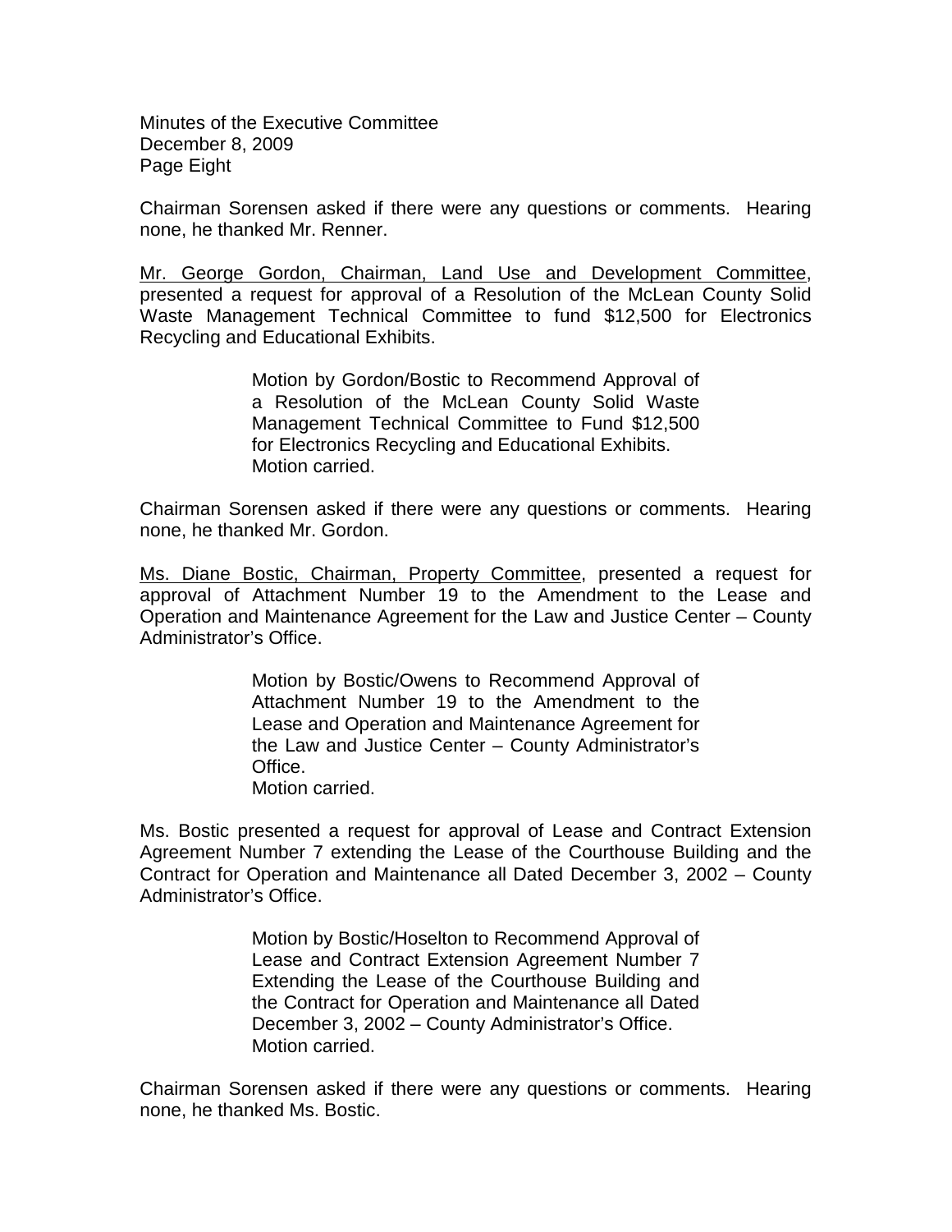Chairman Sorensen asked if there were any questions or comments. Hearing none, he thanked Mr. Renner.

Mr. George Gordon, Chairman, Land Use and Development Committee, presented a request for approval of a Resolution of the McLean County Solid Waste Management Technical Committee to fund $12,500 for Electronics Recycling and Educational Exhibits.

> Motion by Gordon/Bostic to Recommend Approval of a Resolution of the McLean County Solid Waste Management Technical Committee to Fund $12,500 for Electronics Recycling and Educational Exhibits.
> Motion carried.

Chairman Sorensen asked if there were any questions or comments. Hearing none, he thanked Mr. Gordon.

Ms. Diane Bostic, Chairman, Property Committee, presented a request for approval of Attachment Number 19 to the Amendment to the Lease and Operation and Maintenance Agreement for the Law and Justice Center – County Administrator's Office.

> Motion by Bostic/Owens to Recommend Approval of Attachment Number 19 to the Amendment to the Lease and Operation and Maintenance Agreement for the Law and Justice Center – County Administrator's Office.
> Motion carried.

Ms. Bostic presented a request for approval of Lease and Contract Extension Agreement Number 7 extending the Lease of the Courthouse Building and the Contract for Operation and Maintenance all Dated December 3, 2002 – County Administrator's Office.

> Motion by Bostic/Hoselton to Recommend Approval of Lease and Contract Extension Agreement Number 7 Extending the Lease of the Courthouse Building and the Contract for Operation and Maintenance all Dated December 3, 2002 – County Administrator's Office.
> Motion carried.

Chairman Sorensen asked if there were any questions or comments. Hearing none, he thanked Ms. Bostic.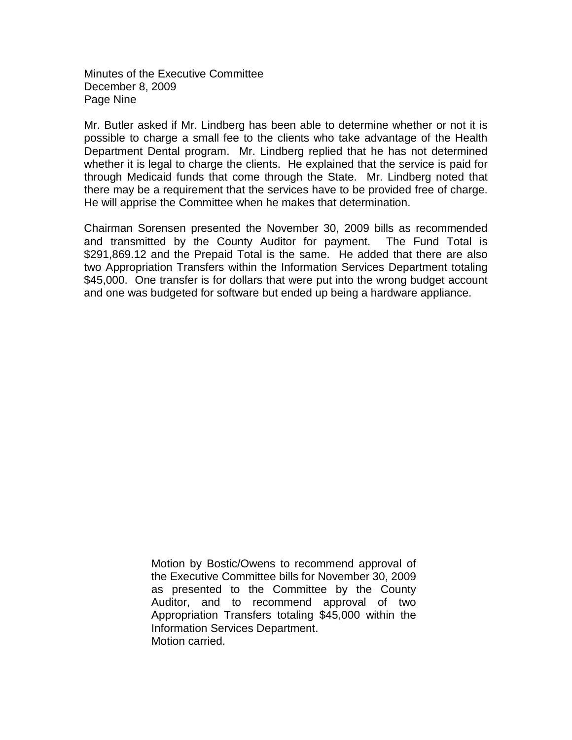Mr. Butler asked if Mr. Lindberg has been able to determine whether or not it is possible to charge a small fee to the clients who take advantage of the Health Department Dental program. Mr. Lindberg replied that he has not determined whether it is legal to charge the clients. He explained that the service is paid for through Medicaid funds that come through the State. Mr. Lindberg noted that there may be a requirement that the services have to be provided free of charge. He will apprise the Committee when he makes that determination.

Chairman Sorensen presented the November 30, 2009 bills as recommended and transmitted by the County Auditor for payment. The Fund Total is $291,869.12 and the Prepaid Total is the same. He added that there are also two Appropriation Transfers within the Information Services Department totaling $45,000. One transfer is for dollars that were put into the wrong budget account and one was budgeted for software but ended up being a hardware appliance.

> Motion by Bostic/Owens to recommend approval of the Executive Committee bills for November 30, 2009 as presented to the Committee by the County Auditor, and to recommend approval of two Appropriation Transfers totaling $45,000 within the Information Services Department.
> Motion carried.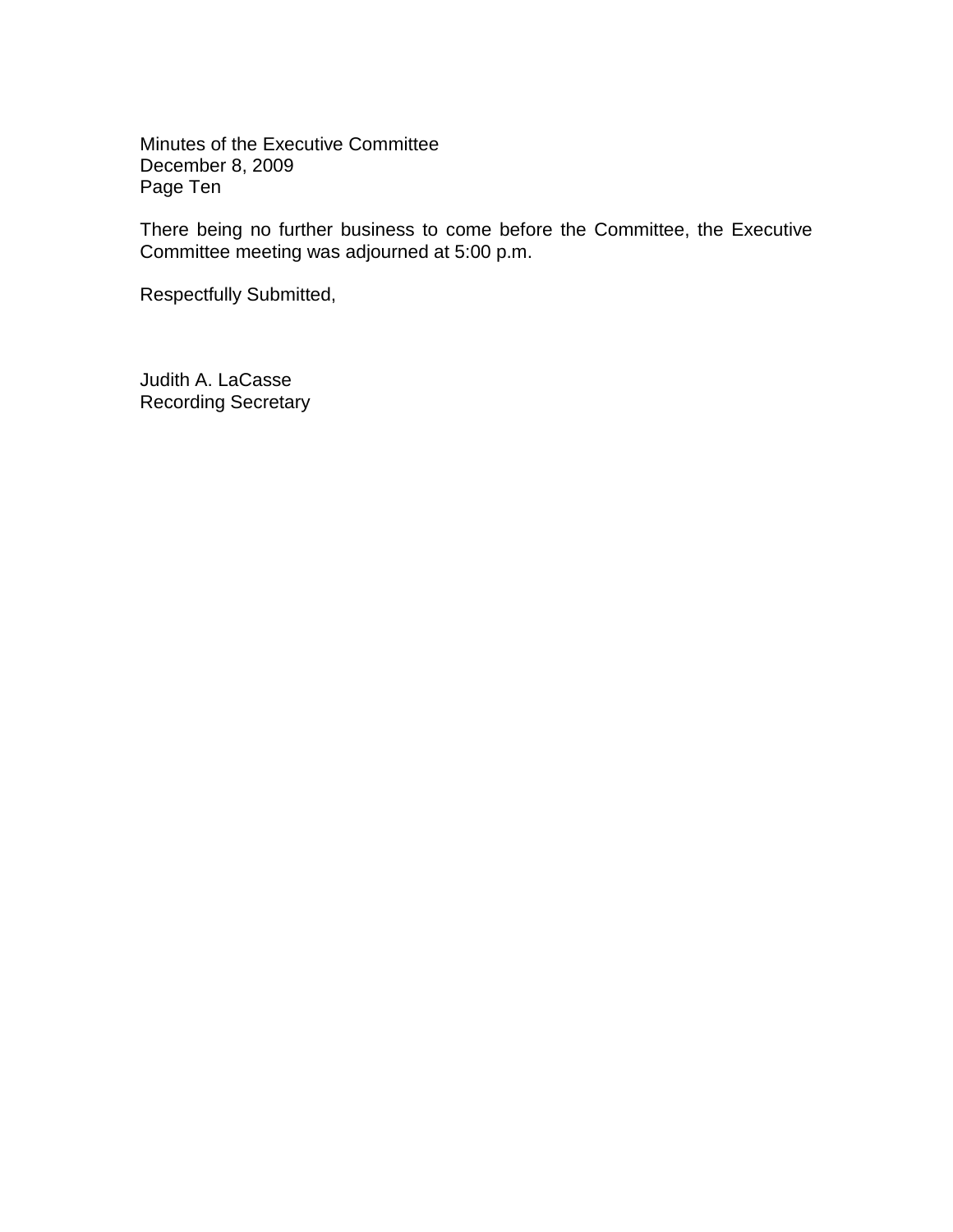There being no further business to come before the Committee, the Executive Committee meeting was adjourned at 5:00 p.m.

Respectfully Submitted,

Judith A. LaCasse
Recording Secretary